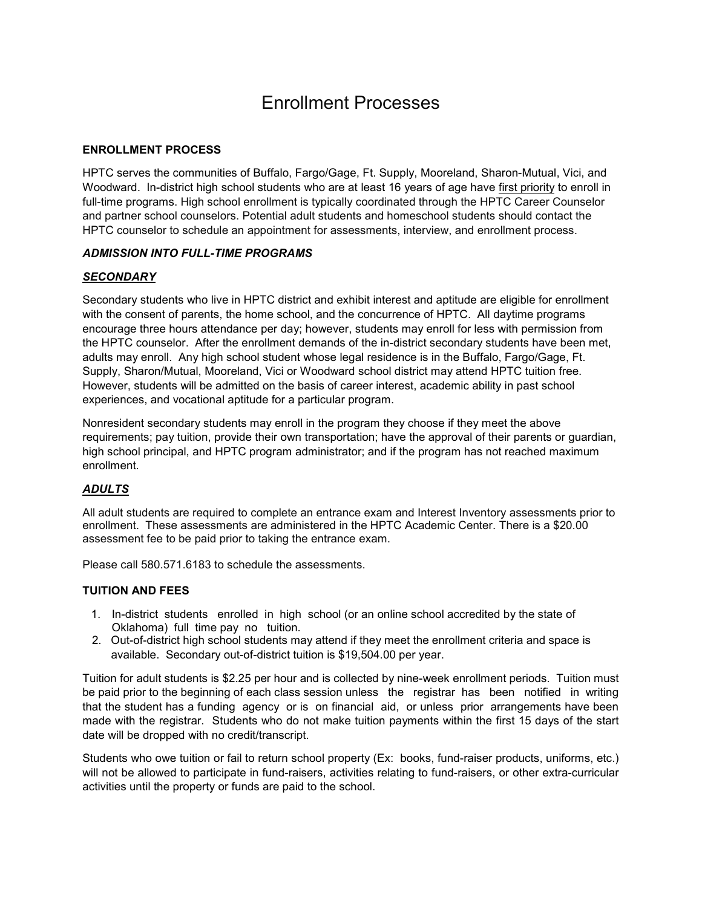# Enrollment Processes

**ENROLLMENT PROCESS**

HPTC serves the communities of Buffalo, Fargo/Gage, Ft. Supply, Mooreland, Sharon-Mutual, Vici, and Woodward. In-district high school students who are at least 16 years of age have <u>first priority</u> to enroll in full-time programs. High school enrollment is typically coordinated through the HPTC Career Counselor and partner school counselors. Potential adult students and homeschool students should contact the HPTC counselor to schedule an appointment for assessments, interview, and enrollment process.

***ADMISSION INTO FULL-TIME PROGRAMS***

***<u>SECONDARY</u>***

Secondary students who live in HPTC district and exhibit interest and aptitude are eligible for enrollment with the consent of parents, the home school, and the concurrence of HPTC. All daytime programs encourage three hours attendance per day; however, students may enroll for less with permission from the HPTC counselor. After the enrollment demands of the in-district secondary students have been met, adults may enroll. Any high school student whose legal residence is in the Buffalo, Fargo/Gage, Ft. Supply, Sharon/Mutual, Mooreland, Vici or Woodward school district may attend HPTC tuition free. However, students will be admitted on the basis of career interest, academic ability in past school experiences, and vocational aptitude for a particular program.

Nonresident secondary students may enroll in the program they choose if they meet the above requirements; pay tuition, provide their own transportation; have the approval of their parents or guardian, high school principal, and HPTC program administrator; and if the program has not reached maximum enrollment.

***<u>ADULTS</u>***

All adult students are required to complete an entrance exam and Interest Inventory assessments prior to enrollment. These assessments are administered in the HPTC Academic Center. There is a $20.00 assessment fee to be paid prior to taking the entrance exam.

Please call 580.571.6183 to schedule the assessments.

**TUITION AND FEES**

1. In-district students enrolled in high school (or an online school accredited by the state of Oklahoma) full time pay no tuition.
2. Out-of-district high school students may attend if they meet the enrollment criteria and space is available. Secondary out-of-district tuition is $19,504.00 per year.

Tuition for adult students is $2.25 per hour and is collected by nine-week enrollment periods. Tuition must be paid prior to the beginning of each class session unless the registrar has been notified in writing that the student has a funding agency or is on financial aid, or unless prior arrangements have been made with the registrar. Students who do not make tuition payments within the first 15 days of the start date will be dropped with no credit/transcript.

Students who owe tuition or fail to return school property (Ex: books, fund-raiser products, uniforms, etc.) will not be allowed to participate in fund-raisers, activities relating to fund-raisers, or other extra-curricular activities until the property or funds are paid to the school.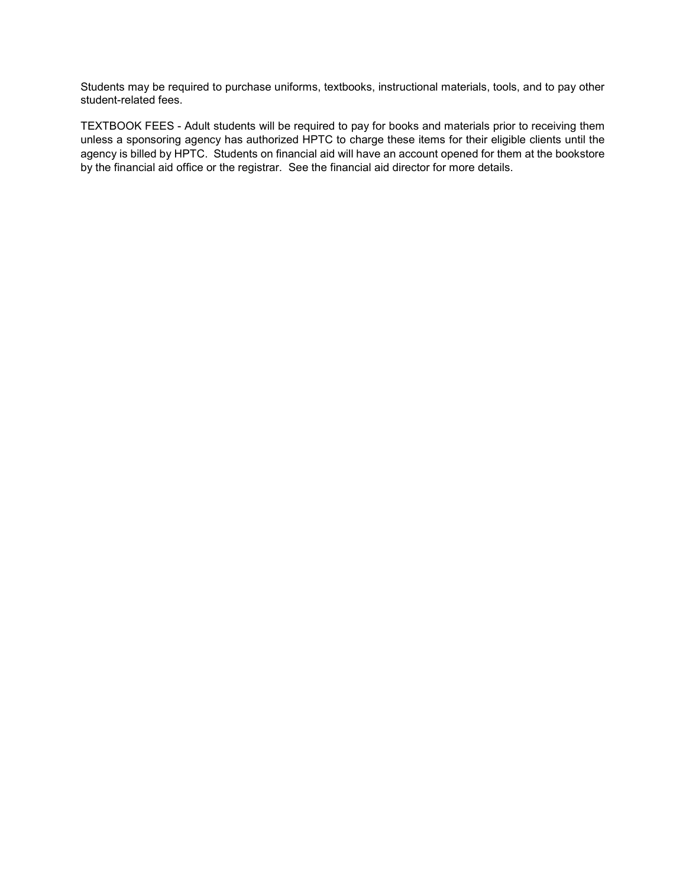Students may be required to purchase uniforms, textbooks, instructional materials, tools, and to pay other student-related fees.

TEXTBOOK FEES - Adult students will be required to pay for books and materials prior to receiving them unless a sponsoring agency has authorized HPTC to charge these items for their eligible clients until the agency is billed by HPTC. Students on financial aid will have an account opened for them at the bookstore by the financial aid office or the registrar. See the financial aid director for more details.